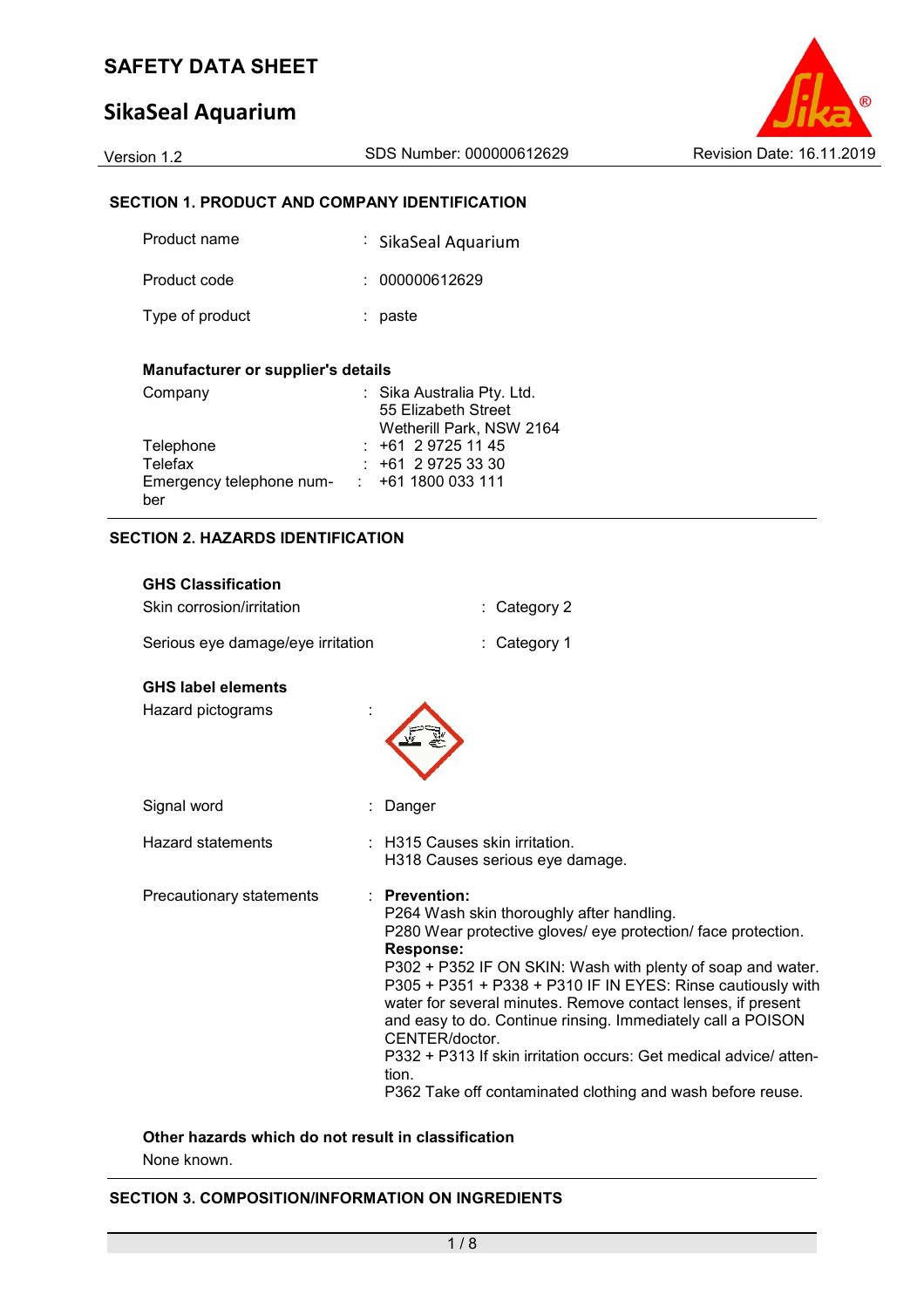# SAFETY DATA SHEET

# SikaSeal Aquarium

Version 1.2 SDS Number: 000000612629 Revision Date: 16.11.2019

## SECTION 1. PRODUCT AND COMPANY IDENTIFICATION

| | | |
|---|---|---|
| Product name | : | SikaSeal Aquarium |
| Product code | : | 000000612629 |
| Type of product | : | paste |

**Manufacturer or supplier's details**

| | | |
|---|---|---|
| Company | : | Sika Australia Pty. Ltd.<br>55 Elizabeth Street<br>Wetherill Park, NSW 2164 |
| Telephone | : | +61 2 9725 11 45 |
| Telefax | : | +61 2 9725 33 30 |
| Emergency telephone number | : | +61 1800 033 111 |

## SECTION 2. HAZARDS IDENTIFICATION

**GHS Classification**

| | | |
|---|---|---|
| Skin corrosion/irritation | : | Category 2 |
| Serious eye damage/eye irritation | : | Category 1 |

**GHS label elements**

Hazard pictograms :

Signal word : Danger

Hazard statements : H315 Causes skin irritation.
H318 Causes serious eye damage.

Precautionary statements :

**Prevention:**
P264 Wash skin thoroughly after handling.
P280 Wear protective gloves/ eye protection/ face protection.

**Response:**
P302 + P352 IF ON SKIN: Wash with plenty of soap and water.
P305 + P351 + P338 + P310 IF IN EYES: Rinse cautiously with water for several minutes. Remove contact lenses, if present and easy to do. Continue rinsing. Immediately call a POISON CENTER/doctor.
P332 + P313 If skin irritation occurs: Get medical advice/ attention.
P362 Take off contaminated clothing and wash before reuse.

**Other hazards which do not result in classification**

None known.

## SECTION 3. COMPOSITION/INFORMATION ON INGREDIENTS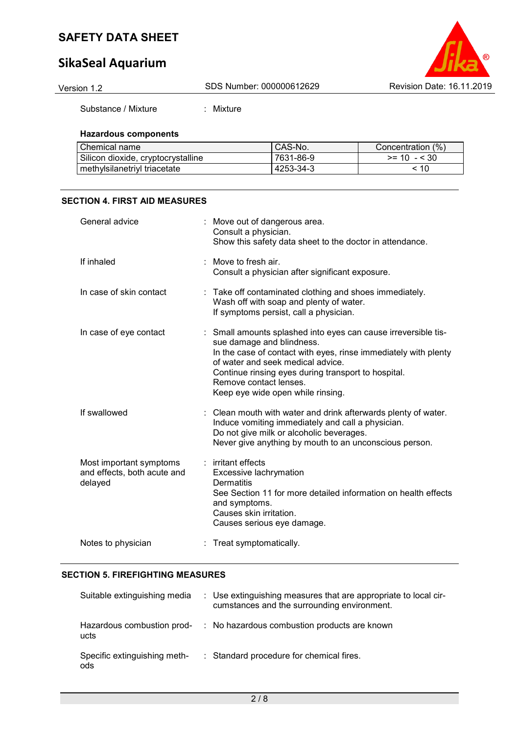Substance / Mixture : Mixture

**Hazardous components**

| Chemical name | CAS-No. | Concentration (%) |
|---|---|---|
| Silicon dioxide, cryptocrystalline | 7631-86-9 | >= 10 - < 30 |
| methylsilanetriyl triacetate | 4253-34-3 | < 10 |

## SECTION 4. FIRST AID MEASURES

General advice : Move out of dangerous area.
Consult a physician.
Show this safety data sheet to the doctor in attendance.

If inhaled : Move to fresh air.
Consult a physician after significant exposure.

In case of skin contact : Take off contaminated clothing and shoes immediately.
Wash off with soap and plenty of water.
If symptoms persist, call a physician.

In case of eye contact : Small amounts splashed into eyes can cause irreversible tissue damage and blindness.
In the case of contact with eyes, rinse immediately with plenty of water and seek medical advice.
Continue rinsing eyes during transport to hospital.
Remove contact lenses.
Keep eye wide open while rinsing.

If swallowed : Clean mouth with water and drink afterwards plenty of water.
Induce vomiting immediately and call a physician.
Do not give milk or alcoholic beverages.
Never give anything by mouth to an unconscious person.

Most important symptoms and effects, both acute and delayed : irritant effects
Excessive lachrymation
Dermatitis
See Section 11 for more detailed information on health effects and symptoms.
Causes skin irritation.
Causes serious eye damage.

Notes to physician : Treat symptomatically.

## SECTION 5. FIREFIGHTING MEASURES

Suitable extinguishing media : Use extinguishing measures that are appropriate to local circumstances and the surrounding environment.

Hazardous combustion products : No hazardous combustion products are known

Specific extinguishing methods : Standard procedure for chemical fires.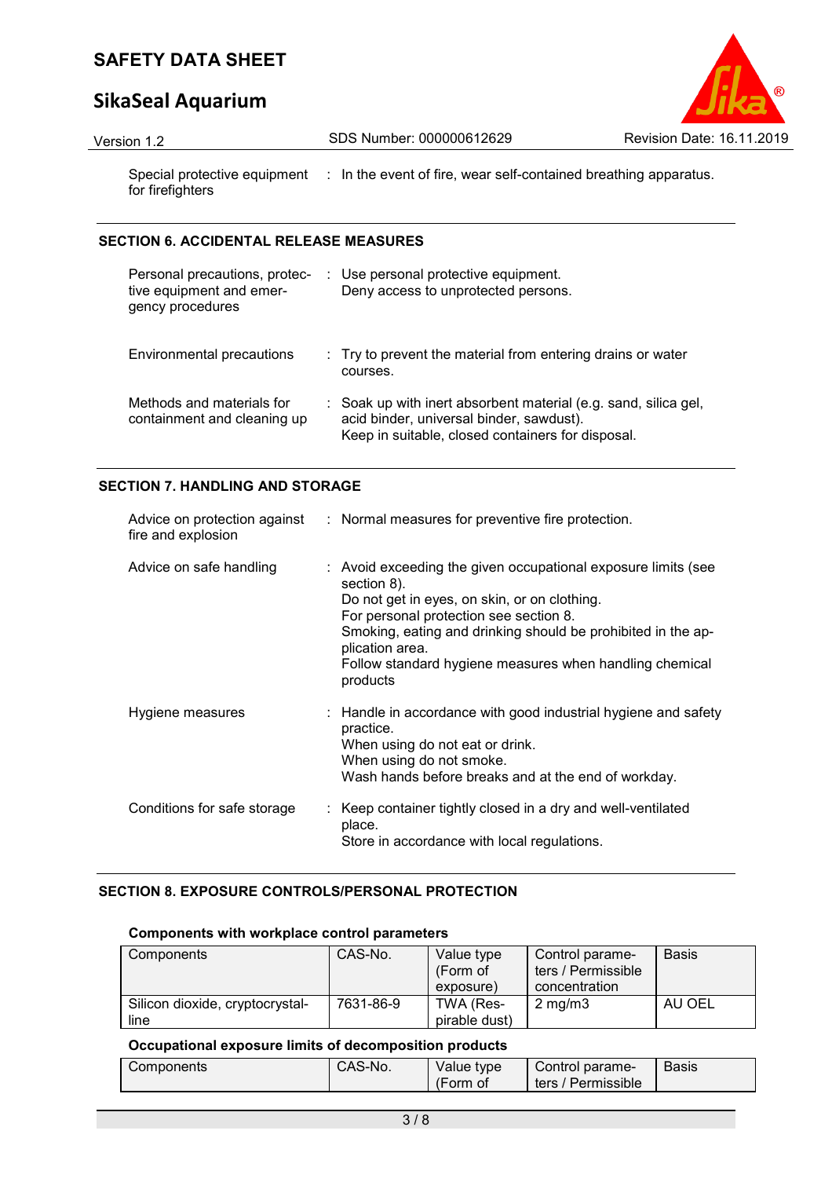Special protective equipment for firefighters : In the event of fire, wear self-contained breathing apparatus.

## SECTION 6. ACCIDENTAL RELEASE MEASURES

Personal precautions, protective equipment and emergency procedures : Use personal protective equipment.
Deny access to unprotected persons.

Environmental precautions : Try to prevent the material from entering drains or water courses.

Methods and materials for containment and cleaning up : Soak up with inert absorbent material (e.g. sand, silica gel, acid binder, universal binder, sawdust).
Keep in suitable, closed containers for disposal.

## SECTION 7. HANDLING AND STORAGE

Advice on protection against fire and explosion : Normal measures for preventive fire protection.

Advice on safe handling : Avoid exceeding the given occupational exposure limits (see section 8).
Do not get in eyes, on skin, or on clothing.
For personal protection see section 8.
Smoking, eating and drinking should be prohibited in the application area.
Follow standard hygiene measures when handling chemical products

Hygiene measures : Handle in accordance with good industrial hygiene and safety practice.
When using do not eat or drink.
When using do not smoke.
Wash hands before breaks and at the end of workday.

Conditions for safe storage : Keep container tightly closed in a dry and well-ventilated place.
Store in accordance with local regulations.

## SECTION 8. EXPOSURE CONTROLS/PERSONAL PROTECTION

**Components with workplace control parameters**

| Components | CAS-No. | Value type (Form of exposure) | Control parameters / Permissible concentration | Basis |
|---|---|---|---|---|
| Silicon dioxide, cryptocrystalline | 7631-86-9 | TWA (Respirable dust) | 2 mg/m3 | AU OEL |

**Occupational exposure limits of decomposition products**

| Components | CAS-No. | Value type (Form of | Control parameters / Permissible | Basis |
|---|---|---|---|---|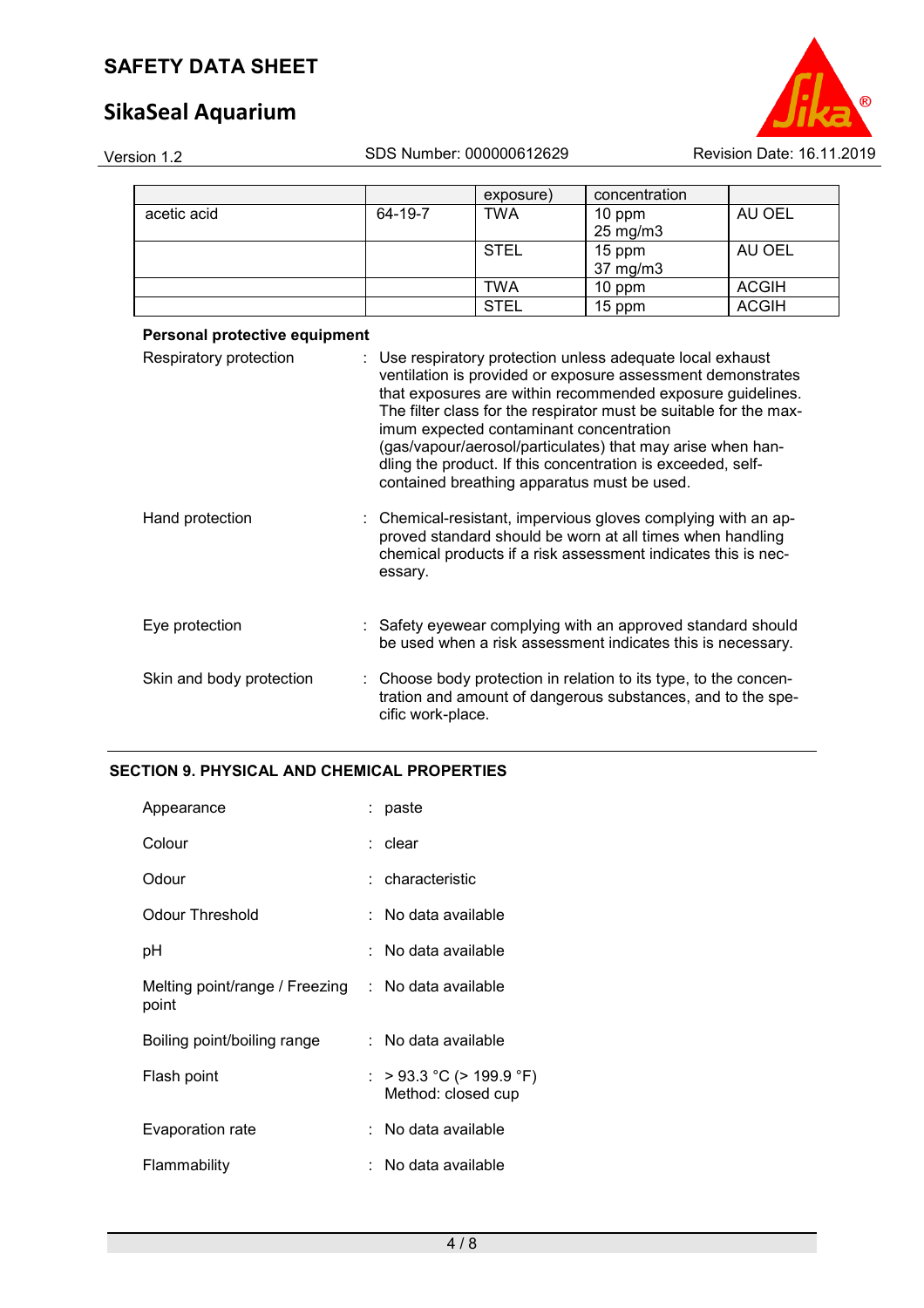| | | exposure) | concentration | |
|---|---|---|---|---|
| acetic acid | 64-19-7 | TWA | 10 ppm<br>25 mg/m3 | AU OEL |
| | | STEL | 15 ppm<br>37 mg/m3 | AU OEL |
| | | TWA | 10 ppm | ACGIH |
| | | STEL | 15 ppm | ACGIH |

**Personal protective equipment**

Respiratory protection : Use respiratory protection unless adequate local exhaust ventilation is provided or exposure assessment demonstrates that exposures are within recommended exposure guidelines. The filter class for the respirator must be suitable for the maximum expected contaminant concentration (gas/vapour/aerosol/particulates) that may arise when handling the product. If this concentration is exceeded, self-contained breathing apparatus must be used.

Hand protection : Chemical-resistant, impervious gloves complying with an approved standard should be worn at all times when handling chemical products if a risk assessment indicates this is necessary.

Eye protection : Safety eyewear complying with an approved standard should be used when a risk assessment indicates this is necessary.

Skin and body protection : Choose body protection in relation to its type, to the concentration and amount of dangerous substances, and to the specific work-place.

## SECTION 9. PHYSICAL AND CHEMICAL PROPERTIES

Appearance : paste

Colour : clear

Odour : characteristic

Odour Threshold : No data available

pH : No data available

Melting point/range / Freezing point : No data available

Boiling point/boiling range : No data available

Flash point : > 93.3 °C (> 199.9 °F)
Method: closed cup

Evaporation rate : No data available

Flammability : No data available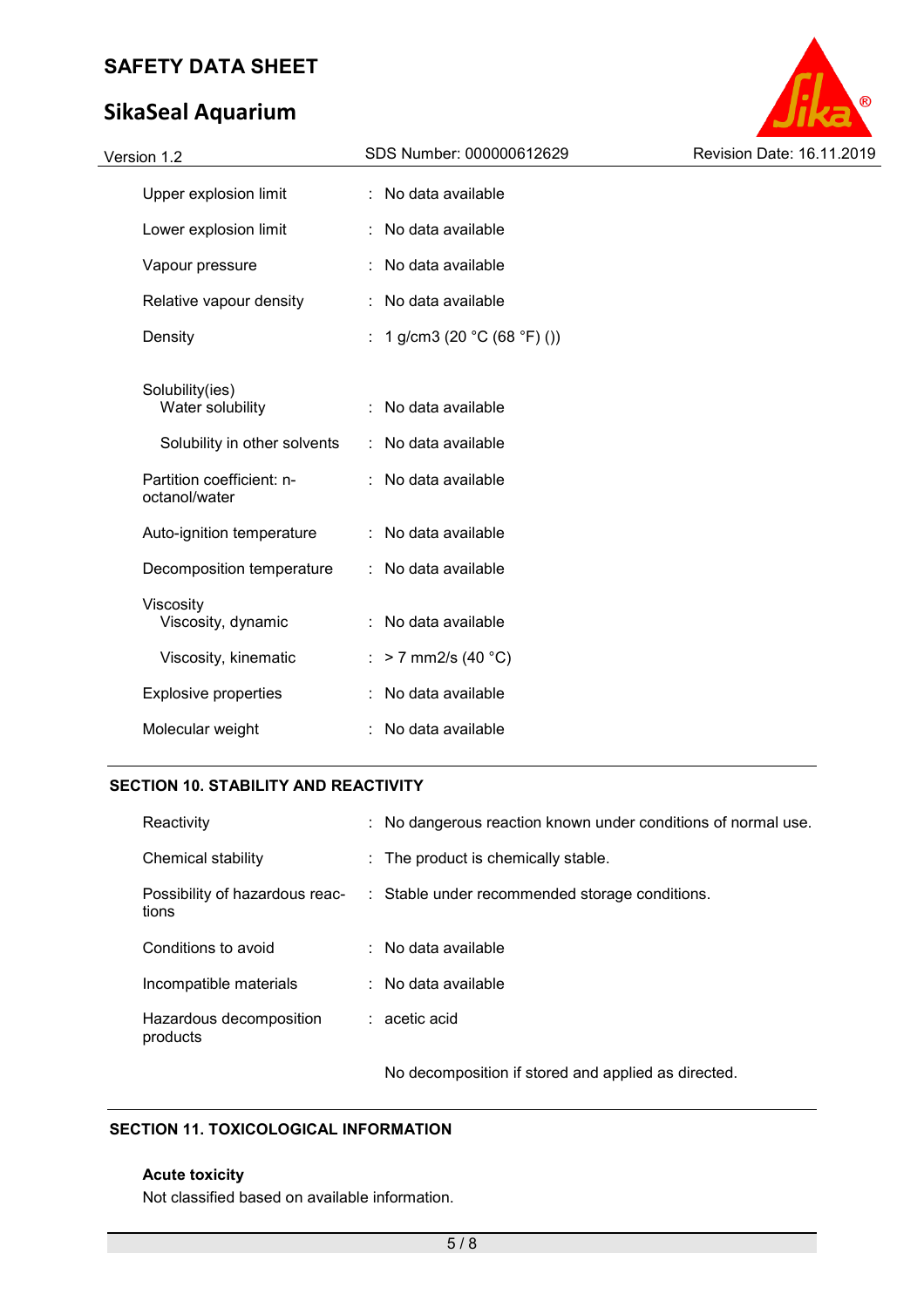| | | |
|---|---|---|
| Upper explosion limit | : | No data available |
| Lower explosion limit | : | No data available |
| Vapour pressure | : | No data available |
| Relative vapour density | : | No data available |
| Density | : | 1 g/cm3 (20 °C (68 °F) ()) |
| Solubility(ies)<br>Water solubility | : | No data available |
| Solubility in other solvents | : | No data available |
| Partition coefficient: n-octanol/water | : | No data available |
| Auto-ignition temperature | : | No data available |
| Decomposition temperature | : | No data available |
| Viscosity<br>Viscosity, dynamic | : | No data available |
| Viscosity, kinematic | : | > 7 mm2/s (40 °C) |
| Explosive properties | : | No data available |
| Molecular weight | : | No data available |

## SECTION 10. STABILITY AND REACTIVITY

| | | |
|---|---|---|
| Reactivity | : | No dangerous reaction known under conditions of normal use. |
| Chemical stability | : | The product is chemically stable. |
| Possibility of hazardous reactions | : | Stable under recommended storage conditions. |
| Conditions to avoid | : | No data available |
| Incompatible materials | : | No data available |
| Hazardous decomposition products | : | acetic acid |

No decomposition if stored and applied as directed.

## SECTION 11. TOXICOLOGICAL INFORMATION

**Acute toxicity**

Not classified based on available information.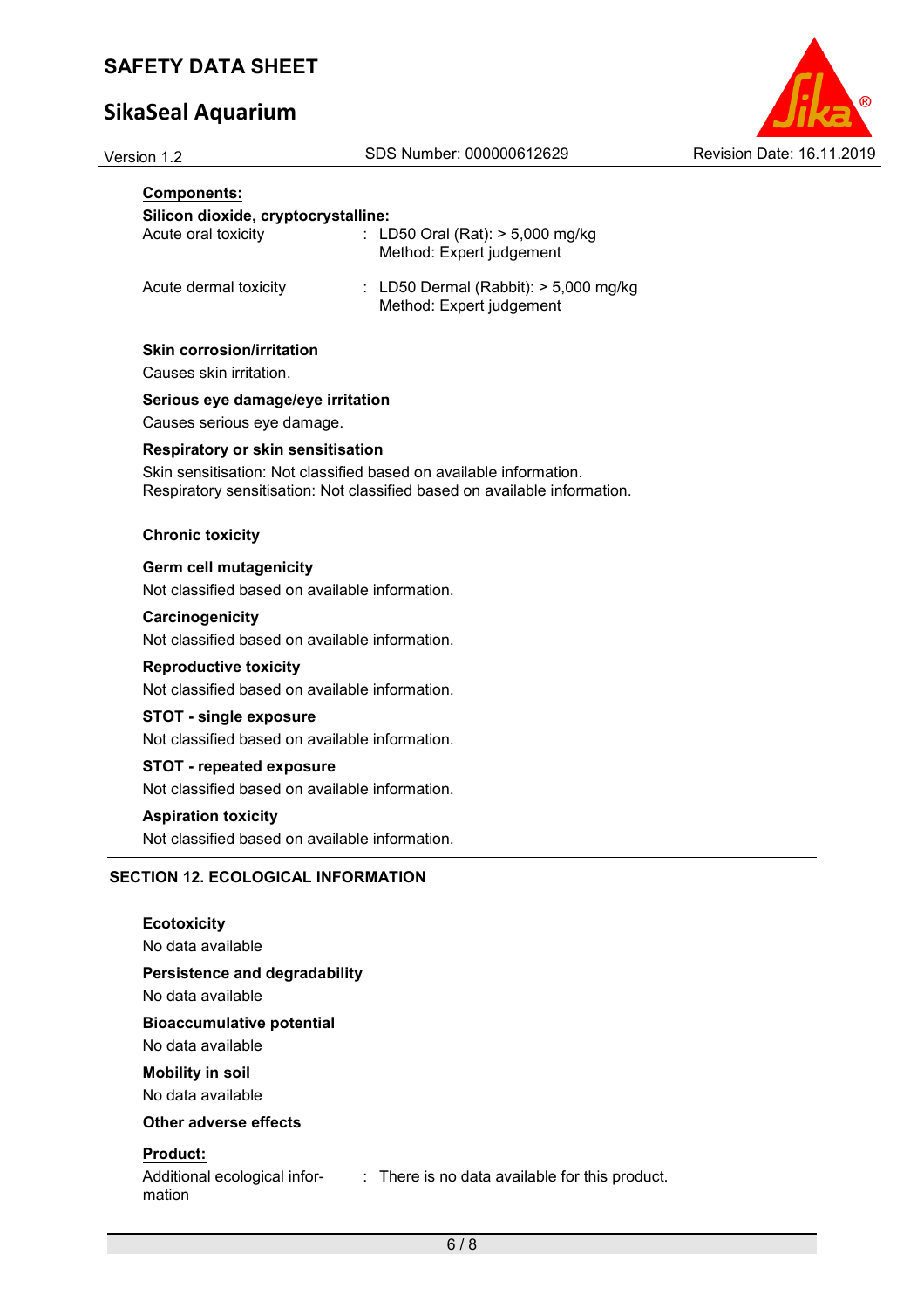**Components:**

**Silicon dioxide, cryptocrystalline:**

| | |
|---|---|
| Acute oral toxicity | : LD50 Oral (Rat): > 5,000 mg/kg<br>Method: Expert judgement |
| Acute dermal toxicity | : LD50 Dermal (Rabbit): > 5,000 mg/kg<br>Method: Expert judgement |

**Skin corrosion/irritation**

Causes skin irritation.

**Serious eye damage/eye irritation**

Causes serious eye damage.

**Respiratory or skin sensitisation**

Skin sensitisation: Not classified based on available information.
Respiratory sensitisation: Not classified based on available information.

**Chronic toxicity**

**Germ cell mutagenicity**

Not classified based on available information.

**Carcinogenicity**

Not classified based on available information.

**Reproductive toxicity**

Not classified based on available information.

**STOT - single exposure**

Not classified based on available information.

**STOT - repeated exposure**

Not classified based on available information.

**Aspiration toxicity**

Not classified based on available information.

## SECTION 12. ECOLOGICAL INFORMATION

**Ecotoxicity**

No data available

**Persistence and degradability**

No data available

**Bioaccumulative potential**

No data available

**Mobility in soil**

No data available

**Other adverse effects**

**Product:**

| | |
|---|---|
| Additional ecological information | : There is no data available for this product. |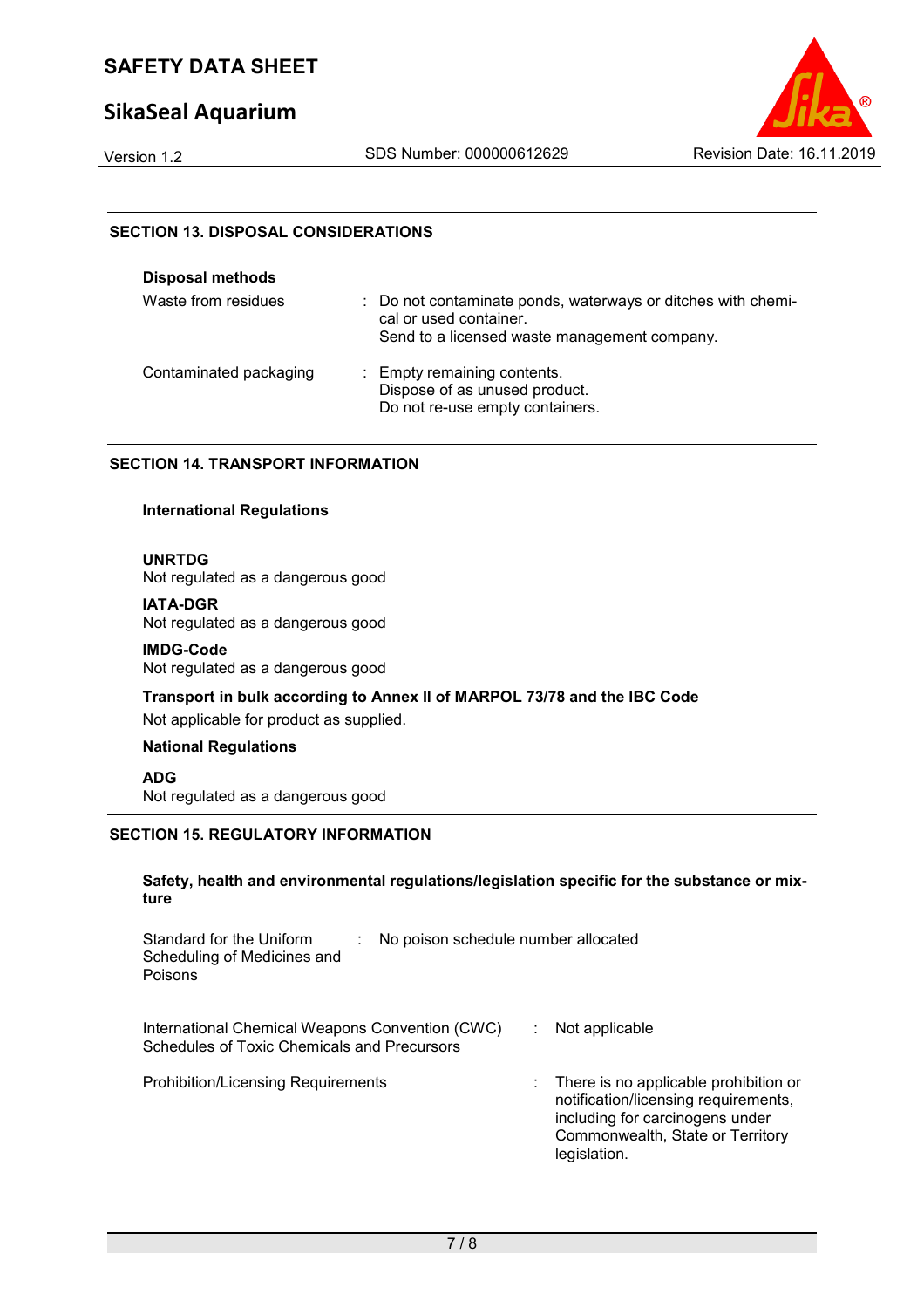## SECTION 13. DISPOSAL CONSIDERATIONS

**Disposal methods**

| | |
|---|---|
| Waste from residues | Do not contaminate ponds, waterways or ditches with chemical or used container.<br>Send to a licensed waste management company. |
| Contaminated packaging | Empty remaining contents.<br>Dispose of as unused product.<br>Do not re-use empty containers. |

## SECTION 14. TRANSPORT INFORMATION

**International Regulations**

**UNRTDG**
Not regulated as a dangerous good

**IATA-DGR**
Not regulated as a dangerous good

**IMDG-Code**
Not regulated as a dangerous good

**Transport in bulk according to Annex II of MARPOL 73/78 and the IBC Code**
Not applicable for product as supplied.

**National Regulations**

**ADG**
Not regulated as a dangerous good

## SECTION 15. REGULATORY INFORMATION

**Safety, health and environmental regulations/legislation specific for the substance or mixture**

| | |
|---|---|
| Standard for the Uniform Scheduling of Medicines and Poisons | No poison schedule number allocated |
| International Chemical Weapons Convention (CWC) Schedules of Toxic Chemicals and Precursors | Not applicable |
| Prohibition/Licensing Requirements | There is no applicable prohibition or notification/licensing requirements, including for carcinogens under Commonwealth, State or Territory legislation. |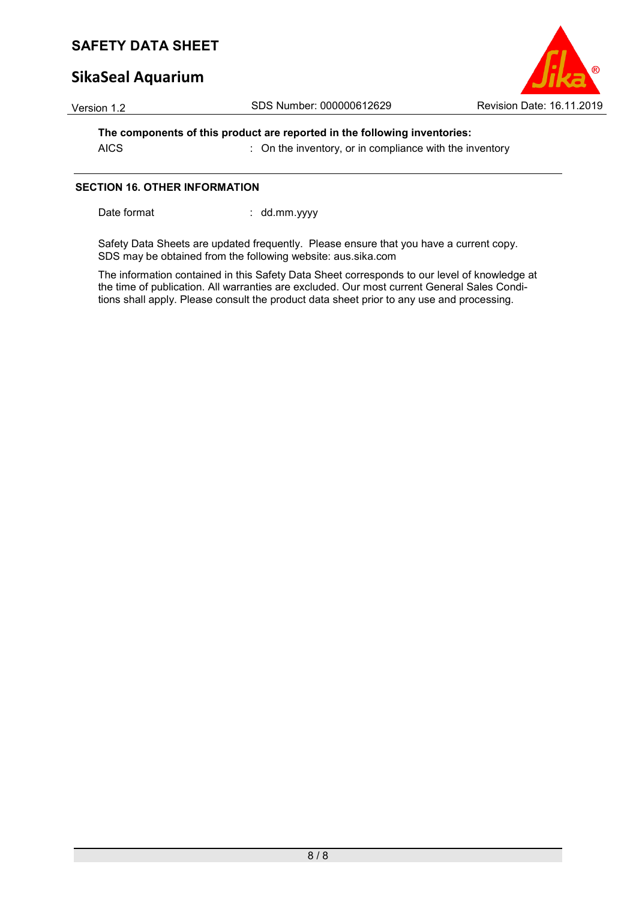**The components of this product are reported in the following inventories:**

| | |
|---|---|
| AICS | : On the inventory, or in compliance with the inventory |

## SECTION 16. OTHER INFORMATION

| | |
|---|---|
| Date format | : dd.mm.yyyy |

Safety Data Sheets are updated frequently. Please ensure that you have a current copy. SDS may be obtained from the following website: aus.sika.com

The information contained in this Safety Data Sheet corresponds to our level of knowledge at the time of publication. All warranties are excluded. Our most current General Sales Conditions shall apply. Please consult the product data sheet prior to any use and processing.